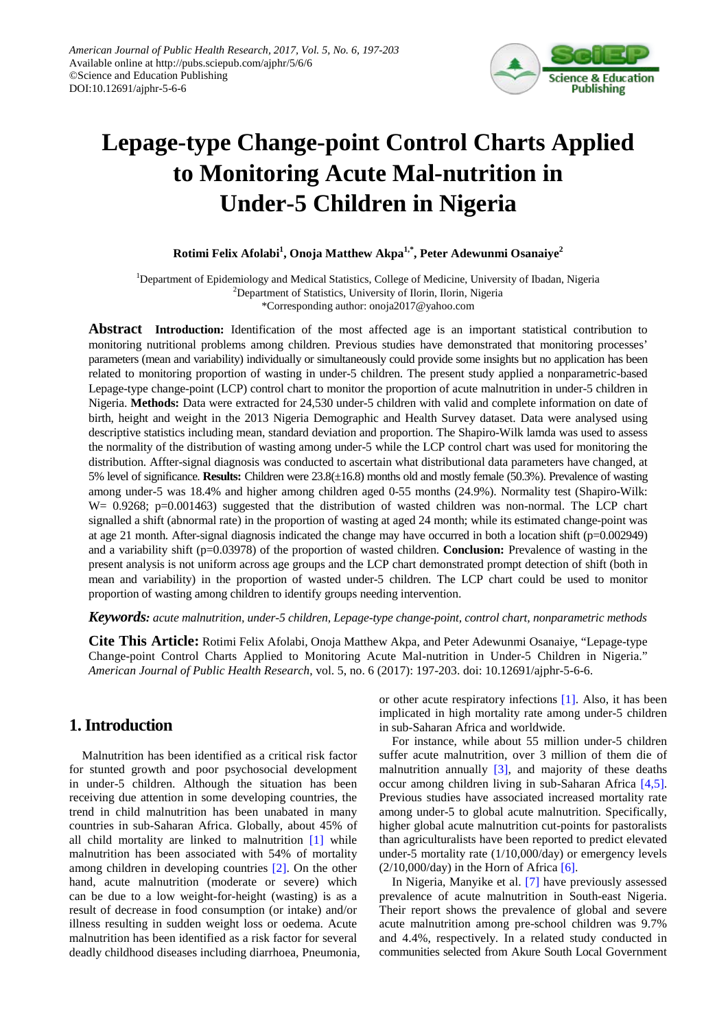American Journal of Public Health Research, 2017, Vol. 5, No. 6, 197-203
Available online at http://pubs.sciepub.com/ajphr/5/6/6
©Science and Education Publishing
DOI:10.12691/ajphr-5-6-6

# Lepage-type Change-point Control Charts Applied to Monitoring Acute Mal-nutrition in Under-5 Children in Nigeria

**Rotimi Felix Afolabi[1], Onoja Matthew Akpa[1,*], Peter Adewunmi Osanaiye[2]**

[1]Department of Epidemiology and Medical Statistics, College of Medicine, University of Ibadan, Nigeria
[2]Department of Statistics, University of Ilorin, Ilorin, Nigeria
*Corresponding author: onoja2017@yahoo.com

**Abstract** **Introduction:** Identification of the most affected age is an important statistical contribution to monitoring nutritional problems among children. Previous studies have demonstrated that monitoring processes' parameters (mean and variability) individually or simultaneously could provide some insights but no application has been related to monitoring proportion of wasting in under-5 children. The present study applied a nonparametric-based Lepage-type change-point (LCP) control chart to monitor the proportion of acute malnutrition in under-5 children in Nigeria. **Methods:** Data were extracted for 24,530 under-5 children with valid and complete information on date of birth, height and weight in the 2013 Nigeria Demographic and Health Survey dataset. Data were analysed using descriptive statistics including mean, standard deviation and proportion. The Shapiro-Wilk lamda was used to assess the normality of the distribution of wasting among under-5 while the LCP control chart was used for monitoring the distribution. Affter-signal diagnosis was conducted to ascertain what distributional data parameters have changed, at 5% level of significance. **Results:** Children were 23.8(±16.8) months old and mostly female (50.3%). Prevalence of wasting among under-5 was 18.4% and higher among children aged 0-55 months (24.9%). Normality test (Shapiro-Wilk: W= 0.9268; p=0.001463) suggested that the distribution of wasted children was non-normal. The LCP chart signalled a shift (abnormal rate) in the proportion of wasting at aged 24 month; while its estimated change-point was at age 21 month. After-signal diagnosis indicated the change may have occurred in both a location shift (p=0.002949) and a variability shift (p=0.03978) of the proportion of wasted children. **Conclusion:** Prevalence of wasting in the present analysis is not uniform across age groups and the LCP chart demonstrated prompt detection of shift (both in mean and variability) in the proportion of wasted under-5 children. The LCP chart could be used to monitor proportion of wasting among children to identify groups needing intervention.

***Keywords:*** *acute malnutrition, under-5 children, Lepage-type change-point, control chart, nonparametric methods*

**Cite This Article:** Rotimi Felix Afolabi, Onoja Matthew Akpa, and Peter Adewunmi Osanaiye, "Lepage-type Change-point Control Charts Applied to Monitoring Acute Mal-nutrition in Under-5 Children in Nigeria." *American Journal of Public Health Research*, vol. 5, no. 6 (2017): 197-203. doi: 10.12691/ajphr-5-6-6.

## 1. Introduction

Malnutrition has been identified as a critical risk factor for stunted growth and poor psychosocial development in under-5 children. Although the situation has been receiving due attention in some developing countries, the trend in child malnutrition has been unabated in many countries in sub-Saharan Africa. Globally, about 45% of all child mortality are linked to malnutrition [1] while malnutrition has been associated with 54% of mortality among children in developing countries [2]. On the other hand, acute malnutrition (moderate or severe) which can be due to a low weight-for-height (wasting) is as a result of decrease in food consumption (or intake) and/or illness resulting in sudden weight loss or oedema. Acute malnutrition has been identified as a risk factor for several deadly childhood diseases including diarrhoea, Pneumonia, or other acute respiratory infections [1]. Also, it has been implicated in high mortality rate among under-5 children in sub-Saharan Africa and worldwide.

For instance, while about 55 million under-5 children suffer acute malnutrition, over 3 million of them die of malnutrition annually [3], and majority of these deaths occur among children living in sub-Saharan Africa [4,5]. Previous studies have associated increased mortality rate among under-5 to global acute malnutrition. Specifically, higher global acute malnutrition cut-points for pastoralists than agriculturalists have been reported to predict elevated under-5 mortality rate (1/10,000/day) or emergency levels (2/10,000/day) in the Horn of Africa [6].

In Nigeria, Manyike et al. [7] have previously assessed prevalence of acute malnutrition in South-east Nigeria. Their report shows the prevalence of global and severe acute malnutrition among pre-school children was 9.7% and 4.4%, respectively. In a related study conducted in communities selected from Akure South Local Government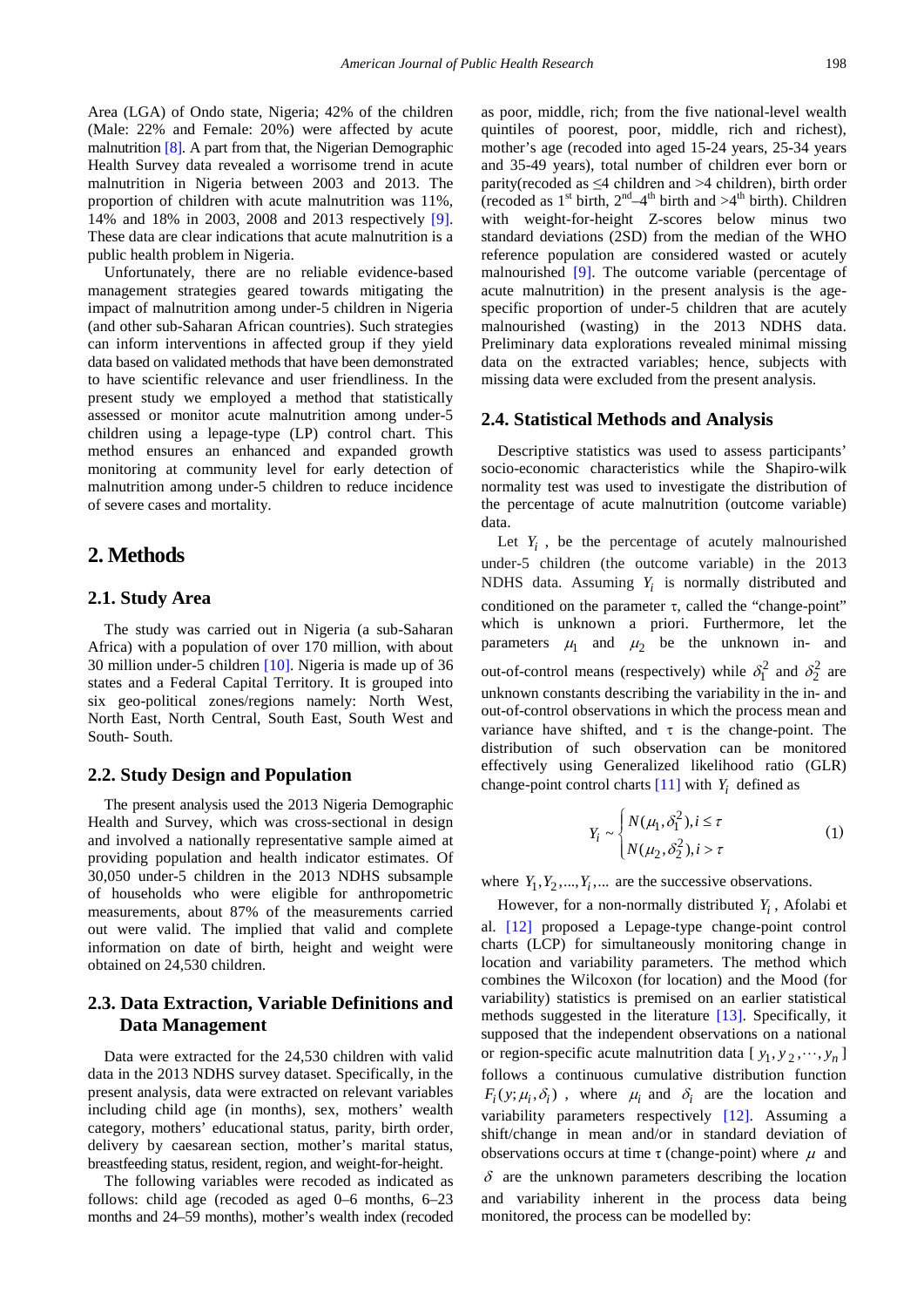Area (LGA) of Ondo state, Nigeria; 42% of the children (Male: 22% and Female: 20%) were affected by acute malnutrition [8]. A part from that, the Nigerian Demographic Health Survey data revealed a worrisome trend in acute malnutrition in Nigeria between 2003 and 2013. The proportion of children with acute malnutrition was 11%, 14% and 18% in 2003, 2008 and 2013 respectively [9]. These data are clear indications that acute malnutrition is a public health problem in Nigeria.

Unfortunately, there are no reliable evidence-based management strategies geared towards mitigating the impact of malnutrition among under-5 children in Nigeria (and other sub-Saharan African countries). Such strategies can inform interventions in affected group if they yield data based on validated methods that have been demonstrated to have scientific relevance and user friendliness. In the present study we employed a method that statistically assessed or monitor acute malnutrition among under-5 children using a lepage-type (LP) control chart. This method ensures an enhanced and expanded growth monitoring at community level for early detection of malnutrition among under-5 children to reduce incidence of severe cases and mortality.

## 2. Methods

### 2.1. Study Area

The study was carried out in Nigeria (a sub-Saharan Africa) with a population of over 170 million, with about 30 million under-5 children [10]. Nigeria is made up of 36 states and a Federal Capital Territory. It is grouped into six geo-political zones/regions namely: North West, North East, North Central, South East, South West and South- South.

### 2.2. Study Design and Population

The present analysis used the 2013 Nigeria Demographic Health and Survey, which was cross-sectional in design and involved a nationally representative sample aimed at providing population and health indicator estimates. Of 30,050 under-5 children in the 2013 NDHS subsample of households who were eligible for anthropometric measurements, about 87% of the measurements carried out were valid. The implied that valid and complete information on date of birth, height and weight were obtained on 24,530 children.

### 2.3. Data Extraction, Variable Definitions and Data Management

Data were extracted for the 24,530 children with valid data in the 2013 NDHS survey dataset. Specifically, in the present analysis, data were extracted on relevant variables including child age (in months), sex, mothers' wealth category, mothers' educational status, parity, birth order, delivery by caesarean section, mother's marital status, breastfeeding status, resident, region, and weight-for-height.

The following variables were recoded as indicated as follows: child age (recoded as aged 0–6 months, 6–23 months and 24–59 months), mother's wealth index (recoded as poor, middle, rich; from the five national-level wealth quintiles of poorest, poor, middle, rich and richest), mother's age (recoded into aged 15-24 years, 25-34 years and 35-49 years), total number of children ever born or parity(recoded as ≤4 children and >4 children), birth order (recoded as 1st birth, 2nd–4th birth and >4th birth). Children with weight-for-height Z-scores below minus two standard deviations (2SD) from the median of the WHO reference population are considered wasted or acutely malnourished [9]. The outcome variable (percentage of acute malnutrition) in the present analysis is the age-specific proportion of under-5 children that are acutely malnourished (wasting) in the 2013 NDHS data. Preliminary data explorations revealed minimal missing data on the extracted variables; hence, subjects with missing data were excluded from the present analysis.

### 2.4. Statistical Methods and Analysis

Descriptive statistics was used to assess participants' socio-economic characteristics while the Shapiro-wilk normality test was used to investigate the distribution of the percentage of acute malnutrition (outcome variable) data.

Let $Y_i$ , be the percentage of acutely malnourished under-5 children (the outcome variable) in the 2013 NDHS data. Assuming $Y_i$ is normally distributed and conditioned on the parameter τ, called the "change-point" which is unknown a priori. Furthermore, let the parameters $\mu_1$ and $\mu_2$ be the unknown in- and out-of-control means (respectively) while $\delta_1^2$ and $\delta_2^2$ are unknown constants describing the variability in the in- and out-of-control observations in which the process mean and variance have shifted, and τ is the change-point. The distribution of such observation can be monitored effectively using Generalized likelihood ratio (GLR) change-point control charts [11] with $Y_i$ defined as

$$Y_i \sim \begin{cases} N(\mu_1, \delta_1^2), i \le \tau \\ N(\mu_2, \delta_2^2), i > \tau \end{cases} \quad (1)$$

where $Y_1, Y_2, ..., Y_i, ...$ are the successive observations.

However, for a non-normally distributed $Y_i$ , Afolabi et al. [12] proposed a Lepage-type change-point control charts (LCP) for simultaneously monitoring change in location and variability parameters. The method which combines the Wilcoxon (for location) and the Mood (for variability) statistics is premised on an earlier statistical methods suggested in the literature [13]. Specifically, it supposed that the independent observations on a national or region-specific acute malnutrition data [ $y_1, y_2, \cdots, y_n$ ] follows a continuous cumulative distribution function $F_i(y; \mu_i, \delta_i)$ , where $\mu_i$ and $\delta_i$ are the location and variability parameters respectively [12]. Assuming a shift/change in mean and/or in standard deviation of observations occurs at time τ (change-point) where $\mu$ and $\delta$ are the unknown parameters describing the location and variability inherent in the process data being monitored, the process can be modelled by: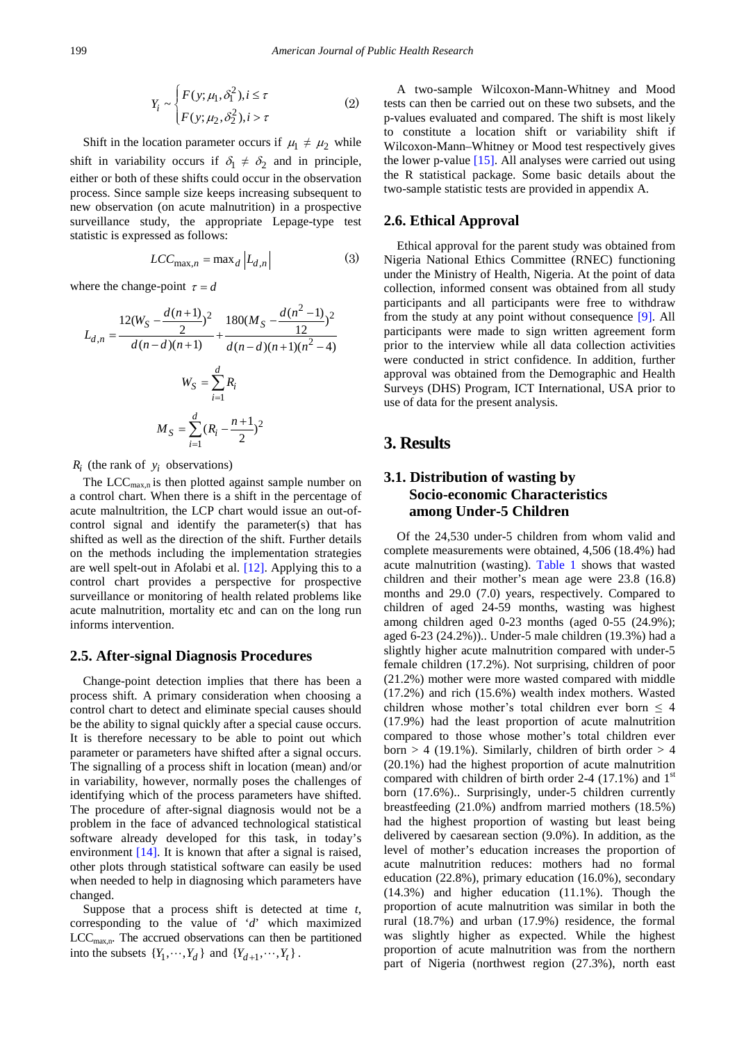$$Y_i \sim \begin{cases} F(y;\mu_1,\delta_1^2), i \le \tau \\ F(y;\mu_2,\delta_2^2), i > \tau \end{cases} \quad (2)$$

Shift in the location parameter occurs if $\mu_1 \ne \mu_2$ while shift in variability occurs if $\delta_1 \ne \delta_2$ and in principle, either or both of these shifts could occur in the observation process. Since sample size keeps increasing subsequent to new observation (on acute malnutrition) in a prospective surveillance study, the appropriate Lepage-type test statistic is expressed as follows:

$$LCC_{\max,n} = \max_d \left| L_{d,n} \right| \quad (3)$$

where the change-point $\tau = d$

$$L_{d,n} = \frac{12(W_S - \frac{d(n+1)}{2})^2}{d(n-d)(n+1)} + \frac{180(M_S - \frac{d(n^2-1)}{12})^2}{d(n-d)(n+1)(n^2-4)}$$

$$W_S = \sum_{i=1}^{d} R_i$$

$$M_S = \sum_{i=1}^{d} (R_i - \frac{n+1}{2})^2$$

$R_i$ (the rank of $y_i$ observations)

The $LCC_{\max,n}$ is then plotted against sample number on a control chart. When there is a shift in the percentage of acute malnutrition, the LCP chart would issue an out-of-control signal and identify the parameter(s) that has shifted as well as the direction of the shift. Further details on the methods including the implementation strategies are well spelt-out in Afolabi et al. [12]. Applying this to a control chart provides a perspective for prospective surveillance or monitoring of health related problems like acute malnutrition, mortality etc and can on the long run informs intervention.

## 2.5. After-signal Diagnosis Procedures

Change-point detection implies that there has been a process shift. A primary consideration when choosing a control chart to detect and eliminate special causes should be the ability to signal quickly after a special cause occurs. It is therefore necessary to be able to point out which parameter or parameters have shifted after a signal occurs. The signalling of a process shift in location (mean) and/or in variability, however, normally poses the challenges of identifying which of the process parameters have shifted. The procedure of after-signal diagnosis would not be a problem in the face of advanced technological statistical software already developed for this task, in today's environment [14]. It is known that after a signal is raised, other plots through statistical software can easily be used when needed to help in diagnosing which parameters have changed.

Suppose that a process shift is detected at time *t*, corresponding to the value of '*d*' which maximized $LCC_{\max,n}$. The accrued observations can then be partitioned into the subsets $\{Y_1, \cdots, Y_d\}$ and $\{Y_{d+1}, \cdots, Y_t\}$.

A two-sample Wilcoxon-Mann-Whitney and Mood tests can then be carried out on these two subsets, and the p-values evaluated and compared. The shift is most likely to constitute a location shift or variability shift if Wilcoxon-Mann–Whitney or Mood test respectively gives the lower p-value [15]. All analyses were carried out using the R statistical package. Some basic details about the two-sample statistic tests are provided in appendix A.

## 2.6. Ethical Approval

Ethical approval for the parent study was obtained from Nigeria National Ethics Committee (RNEC) functioning under the Ministry of Health, Nigeria. At the point of data collection, informed consent was obtained from all study participants and all participants were free to withdraw from the study at any point without consequence [9]. All participants were made to sign written agreement form prior to the interview while all data collection activities were conducted in strict confidence. In addition, further approval was obtained from the Demographic and Health Surveys (DHS) Program, ICT International, USA prior to use of data for the present analysis.

# 3. Results

## 3.1. Distribution of wasting by Socio-economic Characteristics among Under-5 Children

Of the 24,530 under-5 children from whom valid and complete measurements were obtained, 4,506 (18.4%) had acute malnutrition (wasting). Table 1 shows that wasted children and their mother's mean age were 23.8 (16.8) months and 29.0 (7.0) years, respectively. Compared to children of aged 24-59 months, wasting was highest among children aged 0-23 months (aged 0-55 (24.9%); aged 6-23 (24.2%)).. Under-5 male children (19.3%) had a slightly higher acute malnutrition compared with under-5 female children (17.2%). Not surprising, children of poor (21.2%) mother were more wasted compared with middle (17.2%) and rich (15.6%) wealth index mothers. Wasted children whose mother's total children ever born ≤ 4 (17.9%) had the least proportion of acute malnutrition compared to those whose mother's total children ever born > 4 (19.1%). Similarly, children of birth order > 4 (20.1%) had the highest proportion of acute malnutrition compared with children of birth order 2-4 (17.1%) and 1st born (17.6%).. Surprisingly, under-5 children currently breastfeeding (21.0%) andfrom married mothers (18.5%) had the highest proportion of wasting but least being delivered by caesarean section (9.0%). In addition, as the level of mother's education increases the proportion of acute malnutrition reduces: mothers had no formal education (22.8%), primary education (16.0%), secondary (14.3%) and higher education (11.1%). Though the proportion of acute malnutrition was similar in both the rural (18.7%) and urban (17.9%) residence, the formal was slightly higher as expected. While the highest proportion of acute malnutrition was from the northern part of Nigeria (northwest region (27.3%), north east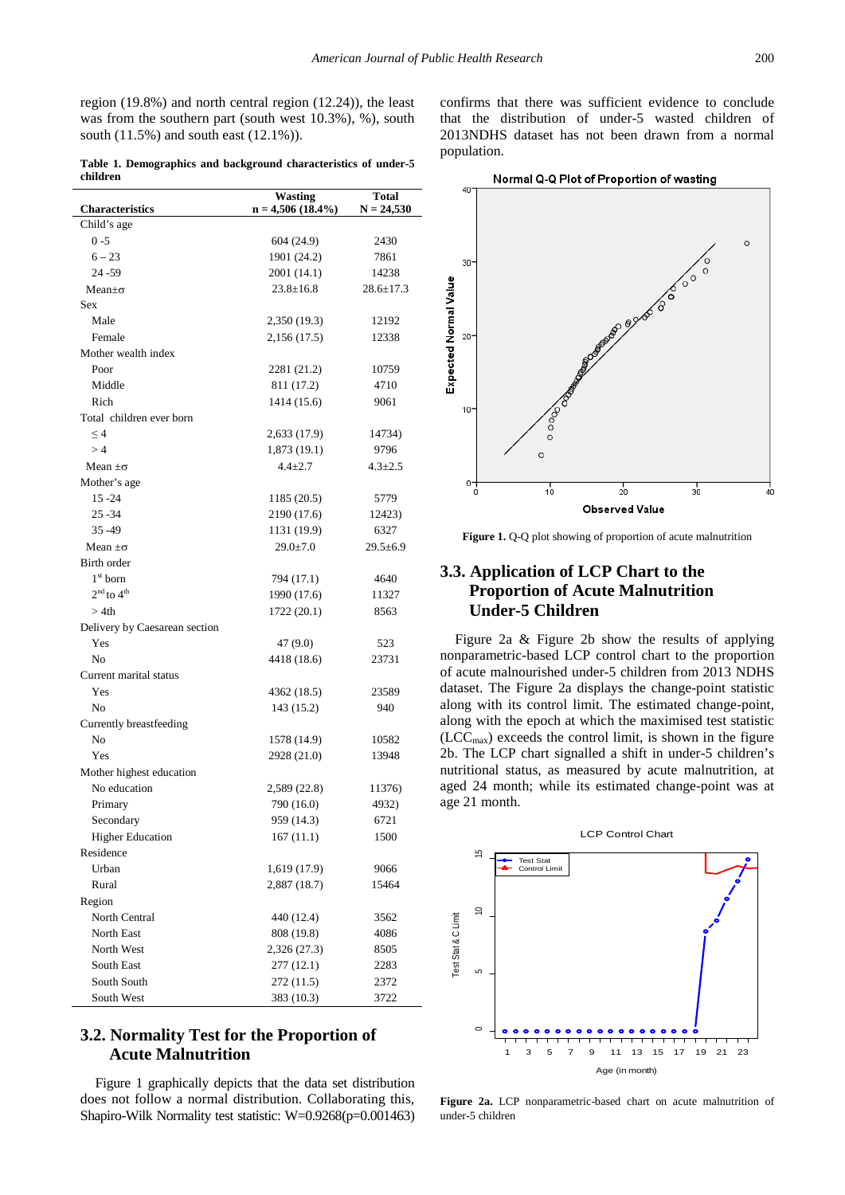region (19.8%) and north central region (12.24)), the least was from the southern part (south west 10.3%), %), south south (11.5%) and south east (12.1%)).

**Table 1. Demographics and background characteristics of under-5 children**

| Characteristics | Wasting n = 4,506 (18.4%) | Total N = 24,530 |
|---|---|---|
| Child's age | | |
| 0 -5 | 604 (24.9) | 2430 |
| 6 – 23 | 1901 (24.2) | 7861 |
| 24 -59 | 2001 (14.1) | 14238 |
| Mean±σ | 23.8±16.8 | 28.6±17.3 |
| Sex | | |
| Male | 2,350 (19.3) | 12192 |
| Female | 2,156 (17.5) | 12338 |
| Mother wealth index | | |
| Poor | 2281 (21.2) | 10759 |
| Middle | 811 (17.2) | 4710 |
| Rich | 1414 (15.6) | 9061 |
| Total children ever born | | |
| ≤ 4 | 2,633 (17.9) | 14734) |
| > 4 | 1,873 (19.1) | 9796 |
| Mean ±σ | 4.4±2.7 | 4.3±2.5 |
| Mother's age | | |
| 15 -24 | 1185 (20.5) | 5779 |
| 25 -34 | 2190 (17.6) | 12423) |
| 35 -49 | 1131 (19.9) | 6327 |
| Mean ±σ | 29.0±7.0 | 29.5±6.9 |
| Birth order | | |
| 1st born | 794 (17.1) | 4640 |
| 2nd to 4th | 1990 (17.6) | 11327 |
| > 4th | 1722 (20.1) | 8563 |
| Delivery by Caesarean section | | |
| Yes | 47 (9.0) | 523 |
| No | 4418 (18.6) | 23731 |
| Current marital status | | |
| Yes | 4362 (18.5) | 23589 |
| No | 143 (15.2) | 940 |
| Currently breastfeeding | | |
| No | 1578 (14.9) | 10582 |
| Yes | 2928 (21.0) | 13948 |
| Mother highest education | | |
| No education | 2,589 (22.8) | 11376) |
| Primary | 790 (16.0) | 4932) |
| Secondary | 959 (14.3) | 6721 |
| Higher Education | 167 (11.1) | 1500 |
| Residence | | |
| Urban | 1,619 (17.9) | 9066 |
| Rural | 2,887 (18.7) | 15464 |
| Region | | |
| North Central | 440 (12.4) | 3562 |
| North East | 808 (19.8) | 4086 |
| North West | 2,326 (27.3) | 8505 |
| South East | 277 (12.1) | 2283 |
| South South | 272 (11.5) | 2372 |
| South West | 383 (10.3) | 3722 |

## 3.2. Normality Test for the Proportion of Acute Malnutrition

Figure 1 graphically depicts that the data set distribution does not follow a normal distribution. Collaborating this, Shapiro-Wilk Normality test statistic: W=0.9268(p=0.001463) confirms that there was sufficient evidence to conclude that the distribution of under-5 wasted children of 2013NDHS dataset has not been drawn from a normal population.

**Figure 1.** Q-Q plot showing of proportion of acute malnutrition

## 3.3. Application of LCP Chart to the Proportion of Acute Malnutrition Under-5 Children

Figure 2a & Figure 2b show the results of applying nonparametric-based LCP control chart to the proportion of acute malnourished under-5 children from 2013 NDHS dataset. The Figure 2a displays the change-point statistic along with its control limit. The estimated change-point, along with the epoch at which the maximised test statistic ($LCC_{max}$) exceeds the control limit, is shown in the figure 2b. The LCP chart signalled a shift in under-5 children's nutritional status, as measured by acute malnutrition, at aged 24 month; while its estimated change-point was at age 21 month.

**Figure 2a.** LCP nonparametric-based chart on acute malnutrition of under-5 children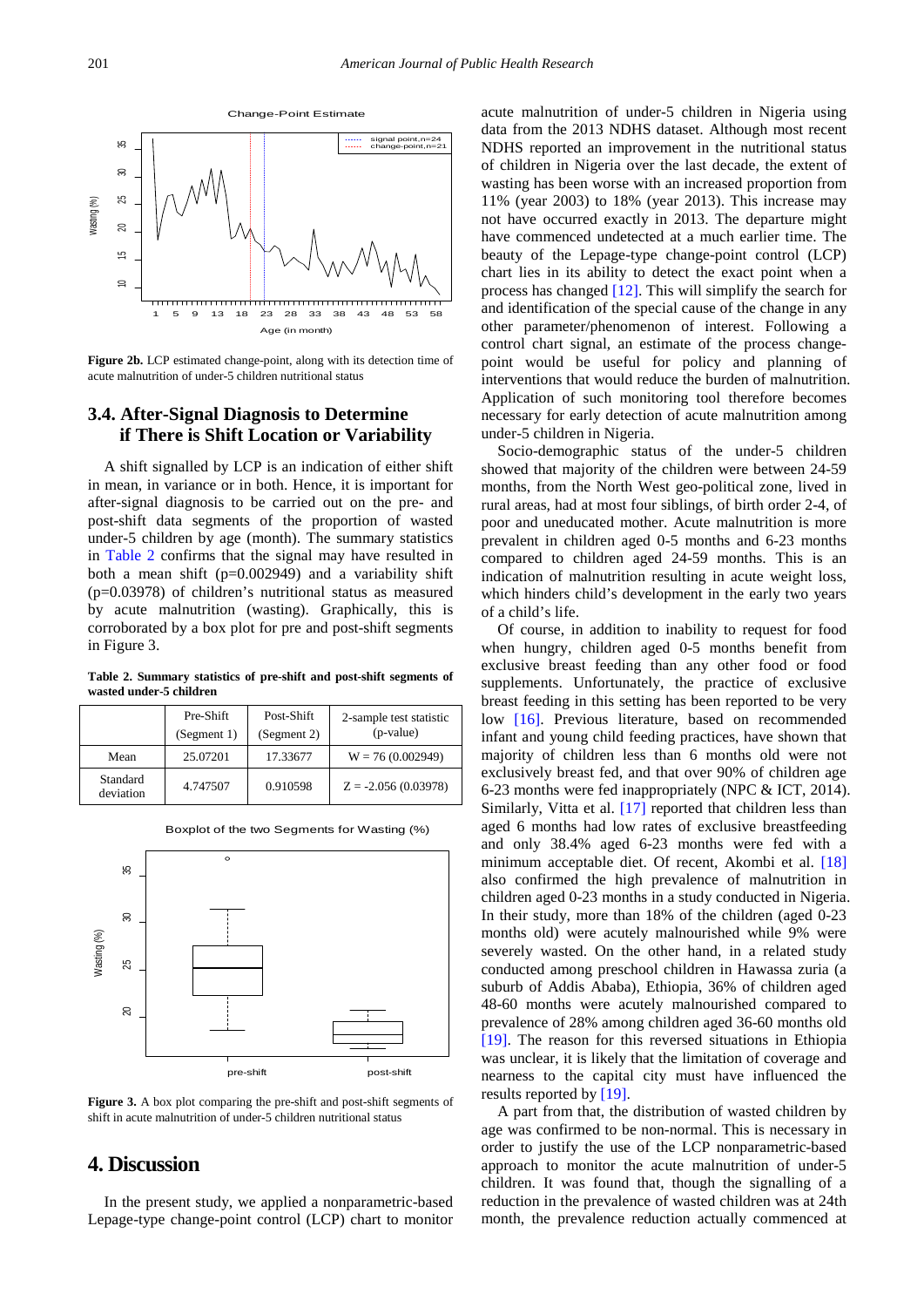Figure 2b. LCP estimated change-point, along with its detection time of acute malnutrition of under-5 children nutritional status

### 3.4. After-Signal Diagnosis to Determine if There is Shift Location or Variability

A shift signalled by LCP is an indication of either shift in mean, in variance or in both. Hence, it is important for after-signal diagnosis to be carried out on the pre- and post-shift data segments of the proportion of wasted under-5 children by age (month). The summary statistics in Table 2 confirms that the signal may have resulted in both a mean shift (p=0.002949) and a variability shift (p=0.03978) of children's nutritional status as measured by acute malnutrition (wasting). Graphically, this is corroborated by a box plot for pre and post-shift segments in Figure 3.

**Table 2. Summary statistics of pre-shift and post-shift segments of wasted under-5 children**

| | Pre-Shift (Segment 1) | Post-Shift (Segment 2) | 2-sample test statistic (p-value) |
|---|---|---|---|
| Mean | 25.07201 | 17.33677 | W = 76 (0.002949) |
| Standard deviation | 4.747507 | 0.910598 | Z = -2.056 (0.03978) |

Figure 3. A box plot comparing the pre-shift and post-shift segments of shift in acute malnutrition of under-5 children nutritional status

## 4. Discussion

In the present study, we applied a nonparametric-based Lepage-type change-point control (LCP) chart to monitor acute malnutrition of under-5 children in Nigeria using data from the 2013 NDHS dataset. Although most recent NDHS reported an improvement in the nutritional status of children in Nigeria over the last decade, the extent of wasting has been worse with an increased proportion from 11% (year 2003) to 18% (year 2013). This increase may not have occurred exactly in 2013. The departure might have commenced undetected at a much earlier time. The beauty of the Lepage-type change-point control (LCP) chart lies in its ability to detect the exact point when a process has changed [12]. This will simplify the search for and identification of the special cause of the change in any other parameter/phenomenon of interest. Following a control chart signal, an estimate of the process change-point would be useful for policy and planning of interventions that would reduce the burden of malnutrition. Application of such monitoring tool therefore becomes necessary for early detection of acute malnutrition among under-5 children in Nigeria.

Socio-demographic status of the under-5 children showed that majority of the children were between 24-59 months, from the North West geo-political zone, lived in rural areas, had at most four siblings, of birth order 2-4, of poor and uneducated mother. Acute malnutrition is more prevalent in children aged 0-5 months and 6-23 months compared to children aged 24-59 months. This is an indication of malnutrition resulting in acute weight loss, which hinders child's development in the early two years of a child's life.

Of course, in addition to inability to request for food when hungry, children aged 0-5 months benefit from exclusive breast feeding than any other food or food supplements. Unfortunately, the practice of exclusive breast feeding in this setting has been reported to be very low [16]. Previous literature, based on recommended infant and young child feeding practices, have shown that majority of children less than 6 months old were not exclusively breast fed, and that over 90% of children age 6-23 months were fed inappropriately (NPC & ICT, 2014). Similarly, Vitta et al. [17] reported that children less than aged 6 months had low rates of exclusive breastfeeding and only 38.4% aged 6-23 months were fed with a minimum acceptable diet. Of recent, Akombi et al. [18] also confirmed the high prevalence of malnutrition in children aged 0-23 months in a study conducted in Nigeria. In their study, more than 18% of the children (aged 0-23 months old) were acutely malnourished while 9% were severely wasted. On the other hand, in a related study conducted among preschool children in Hawassa zuria (a suburb of Addis Ababa), Ethiopia, 36% of children aged 48-60 months were acutely malnourished compared to prevalence of 28% among children aged 36-60 months old [19]. The reason for this reversed situations in Ethiopia was unclear, it is likely that the limitation of coverage and nearness to the capital city must have influenced the results reported by [19].

A part from that, the distribution of wasted children by age was confirmed to be non-normal. This is necessary in order to justify the use of the LCP nonparametric-based approach to monitor the acute malnutrition of under-5 children. It was found that, though the signalling of a reduction in the prevalence of wasted children was at 24th month, the prevalence reduction actually commenced at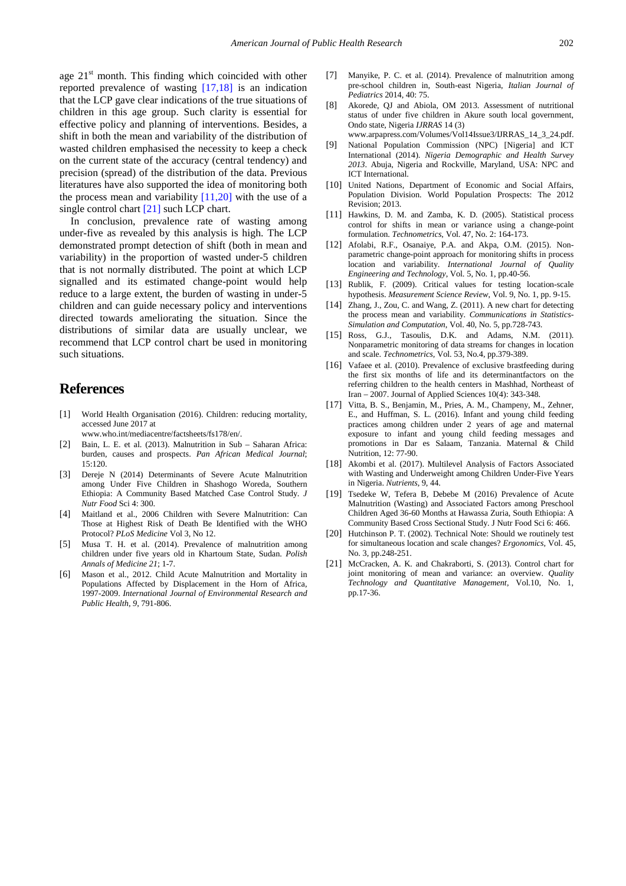age 21st month. This finding which coincided with other reported prevalence of wasting [17,18] is an indication that the LCP gave clear indications of the true situations of children in this age group. Such clarity is essential for effective policy and planning of interventions. Besides, a shift in both the mean and variability of the distribution of wasted children emphasised the necessity to keep a check on the current state of the accuracy (central tendency) and precision (spread) of the distribution of the data. Previous literatures have also supported the idea of monitoring both the process mean and variability [11,20] with the use of a single control chart [21] such LCP chart.

In conclusion, prevalence rate of wasting among under-five as revealed by this analysis is high. The LCP demonstrated prompt detection of shift (both in mean and variability) in the proportion of wasted under-5 children that is not normally distributed. The point at which LCP signalled and its estimated change-point would help reduce to a large extent, the burden of wasting in under-5 children and can guide necessary policy and interventions directed towards ameliorating the situation. Since the distributions of similar data are usually unclear, we recommend that LCP control chart be used in monitoring such situations.

# References

[1] World Health Organisation (2016). Children: reducing mortality, accessed June 2017 at www.who.int/mediacentre/factsheets/fs178/en/.

[2] Bain, L. E. et al. (2013). Malnutrition in Sub – Saharan Africa: burden, causes and prospects. *Pan African Medical Journal*; 15:120.

[3] Dereje N (2014) Determinants of Severe Acute Malnutrition among Under Five Children in Shashogo Woreda, Southern Ethiopia: A Community Based Matched Case Control Study. *J Nutr Food* Sci 4: 300.

[4] Maitland et al., 2006 Children with Severe Malnutrition: Can Those at Highest Risk of Death Be Identified with the WHO Protocol? *PLoS Medicine* Vol 3, No 12.

[5] Musa T. H. et al. (2014). Prevalence of malnutrition among children under five years old in Khartoum State, Sudan. *Polish Annals of Medicine 21*; 1-7.

[6] Mason et al., 2012. Child Acute Malnutrition and Mortality in Populations Affected by Displacement in the Horn of Africa, 1997-2009. *International Journal of Environmental Research and Public Health, 9*, 791-806.

[7] Manyike, P. C. et al. (2014). Prevalence of malnutrition among pre-school children in, South-east Nigeria, *Italian Journal of Pediatrics* 2014, 40: 75.

[8] Akorede, QJ and Abiola, OM 2013. Assessment of nutritional status of under five children in Akure south local government, Ondo state, Nigeria *IJRRAS* 14 (3) www.arpapress.com/Volumes/Vol14Issue3/IJRRAS_14_3_24.pdf.

[9] National Population Commission (NPC) [Nigeria] and ICT International (2014). *Nigeria Demographic and Health Survey 2013*. Abuja, Nigeria and Rockville, Maryland, USA: NPC and ICT International.

[10] United Nations, Department of Economic and Social Affairs, Population Division. World Population Prospects: The 2012 Revision; 2013.

[11] Hawkins, D. M. and Zamba, K. D. (2005). Statistical process control for shifts in mean or variance using a change-point formulation. *Technometrics*, Vol. 47, No. 2: 164-173.

[12] Afolabi, R.F., Osanaiye, P.A. and Akpa, O.M. (2015). Non-parametric change-point approach for monitoring shifts in process location and variability. *International Journal of Quality Engineering and Technology*, Vol. 5, No. 1, pp.40-56.

[13] Rublik, F. (2009). Critical values for testing location-scale hypothesis. *Measurement Science Review*, Vol. 9, No. 1, pp. 9-15.

[14] Zhang, J., Zou, C. and Wang, Z. (2011). A new chart for detecting the process mean and variability. *Communications in Statistics-Simulation and Computation*, Vol. 40, No. 5, pp.728-743.

[15] Ross, G.J., Tasoulis, D.K. and Adams, N.M. (2011). Nonparametric monitoring of data streams for changes in location and scale. *Technometrics*, Vol. 53, No.4, pp.379-389.

[16] Vafaee et al. (2010). Prevalence of exclusive brastfeeding during the first six months of life and its determinantfactors on the referring children to the health centers in Mashhad, Northeast of Iran – 2007. Journal of Applied Sciences 10(4): 343-348.

[17] Vitta, B. S., Benjamin, M., Pries, A. M., Champeny, M., Zehner, E., and Huffman, S. L. (2016). Infant and young child feeding practices among children under 2 years of age and maternal exposure to infant and young child feeding messages and promotions in Dar es Salaam, Tanzania. Maternal & Child Nutrition, 12: 77-90.

[18] Akombi et al. (2017). Multilevel Analysis of Factors Associated with Wasting and Underweight among Children Under-Five Years in Nigeria. *Nutrients*, 9, 44.

[19] Tsedeke W, Tefera B, Debebe M (2016) Prevalence of Acute Malnutrition (Wasting) and Associated Factors among Preschool Children Aged 36-60 Months at Hawassa Zuria, South Ethiopia: A Community Based Cross Sectional Study. J Nutr Food Sci 6: 466.

[20] Hutchinson P. T. (2002). Technical Note: Should we routinely test for simultaneous location and scale changes? *Ergonomics*, Vol. 45, No. 3, pp.248-251.

[21] McCracken, A. K. and Chakraborti, S. (2013). Control chart for joint monitoring of mean and variance: an overview. *Quality Technology and Quantitative Management*, Vol.10, No. 1, pp.17-36.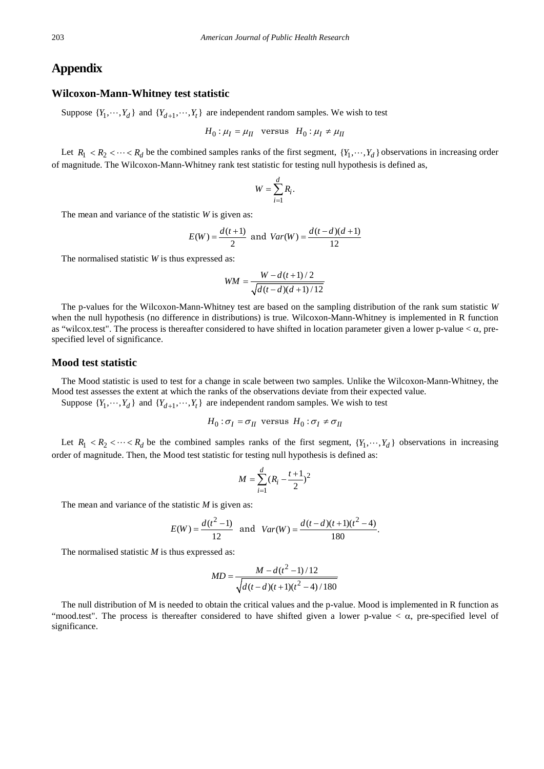# Appendix

## Wilcoxon-Mann-Whitney test statistic

Suppose $\{Y_1, \cdots, Y_d\}$ and $\{Y_{d+1}, \cdots, Y_t\}$ are independent random samples. We wish to test

$$H_0 : \mu_I = \mu_{II} \quad \text{versus} \quad H_0 : \mu_I \neq \mu_{II}$$

Let $R_1 < R_2 < \cdots < R_d$ be the combined samples ranks of the first segment, $\{Y_1, \cdots, Y_d\}$ observations in increasing order of magnitude. The Wilcoxon-Mann-Whitney rank test statistic for testing null hypothesis is defined as,

$$W = \sum_{i=1}^{d} R_i.$$

The mean and variance of the statistic *W* is given as:

$$E(W) = \frac{d(t+1)}{2} \text{ and } Var(W) = \frac{d(t-d)(d+1)}{12}$$

The normalised statistic *W* is thus expressed as:

$$WM = \frac{W - d(t+1)/2}{\sqrt{d(t-d)(d+1)/12}}$$

The p-values for the Wilcoxon-Mann-Whitney test are based on the sampling distribution of the rank sum statistic *W* when the null hypothesis (no difference in distributions) is true. Wilcoxon-Mann-Whitney is implemented in R function as "wilcox.test". The process is thereafter considered to have shifted in location parameter given a lower p-value < $\alpha$, pre-specified level of significance.

## Mood test statistic

The Mood statistic is used to test for a change in scale between two samples. Unlike the Wilcoxon-Mann-Whitney, the Mood test assesses the extent at which the ranks of the observations deviate from their expected value.

Suppose $\{Y_1, \cdots, Y_d\}$ and $\{Y_{d+1}, \cdots, Y_t\}$ are independent random samples. We wish to test

$$H_0 : \sigma_I = \sigma_{II} \text{ versus } H_0 : \sigma_I \neq \sigma_{II}$$

Let $R_1 < R_2 < \cdots < R_d$ be the combined samples ranks of the first segment, $\{Y_1, \cdots, Y_d\}$ observations in increasing order of magnitude. Then, the Mood test statistic for testing null hypothesis is defined as:

$$M = \sum_{i=1}^{d} (R_i - \frac{t+1}{2})^2$$

The mean and variance of the statistic *M* is given as:

$$E(W) = \frac{d(t^2-1)}{12} \text{ and } Var(W) = \frac{d(t-d)(t+1)(t^2-4)}{180}.$$

The normalised statistic *M* is thus expressed as:

$$MD = \frac{M - d(t^2-1)/12}{\sqrt{d(t-d)(t+1)(t^2-4)/180}}$$

The null distribution of M is needed to obtain the critical values and the p-value. Mood is implemented in R function as "mood.test". The process is thereafter considered to have shifted given a lower p-value < $\alpha$, pre-specified level of significance.